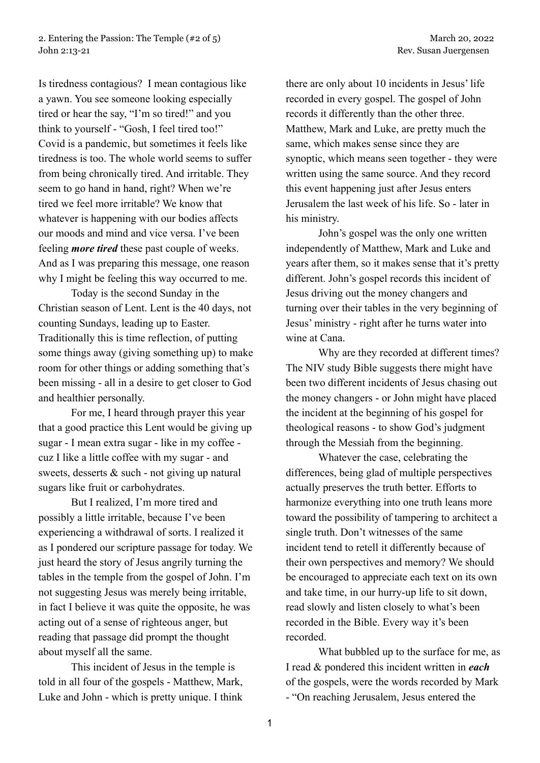2. Entering the Passion: The Temple (#2 of 5) March 20, 2022
John 2:13-21 Rev. Susan Juergensen

Is tiredness contagious? I mean contagious like a yawn. You see someone looking especially tired or hear the say, "I'm so tired!" and you think to yourself - "Gosh, I feel tired too!" Covid is a pandemic, but sometimes it feels like tiredness is too. The whole world seems to suffer from being chronically tired. And irritable. They seem to go hand in hand, right? When we're tired we feel more irritable? We know that whatever is happening with our bodies affects our moods and mind and vice versa. I've been feeling ***more tired*** these past couple of weeks. And as I was preparing this message, one reason why I might be feeling this way occurred to me.

Today is the second Sunday in the Christian season of Lent. Lent is the 40 days, not counting Sundays, leading up to Easter. Traditionally this is time reflection, of putting some things away (giving something up) to make room for other things or adding something that's been missing - all in a desire to get closer to God and healthier personally.

For me, I heard through prayer this year that a good practice this Lent would be giving up sugar - I mean extra sugar - like in my coffee - cuz I like a little coffee with my sugar - and sweets, desserts & such - not giving up natural sugars like fruit or carbohydrates.

But I realized, I'm more tired and possibly a little irritable, because I've been experiencing a withdrawal of sorts. I realized it as I pondered our scripture passage for today. We just heard the story of Jesus angrily turning the tables in the temple from the gospel of John. I'm not suggesting Jesus was merely being irritable, in fact I believe it was quite the opposite, he was acting out of a sense of righteous anger, but reading that passage did prompt the thought about myself all the same.

This incident of Jesus in the temple is told in all four of the gospels - Matthew, Mark, Luke and John - which is pretty unique. I think there are only about 10 incidents in Jesus' life recorded in every gospel. The gospel of John records it differently than the other three. Matthew, Mark and Luke, are pretty much the same, which makes sense since they are synoptic, which means seen together - they were written using the same source. And they record this event happening just after Jesus enters Jerusalem the last week of his life. So - later in his ministry.

John's gospel was the only one written independently of Matthew, Mark and Luke and years after them, so it makes sense that it's pretty different. John's gospel records this incident of Jesus driving out the money changers and turning over their tables in the very beginning of Jesus' ministry - right after he turns water into wine at Cana.

Why are they recorded at different times? The NIV study Bible suggests there might have been two different incidents of Jesus chasing out the money changers - or John might have placed the incident at the beginning of his gospel for theological reasons - to show God's judgment through the Messiah from the beginning.

Whatever the case, celebrating the differences, being glad of multiple perspectives actually preserves the truth better. Efforts to harmonize everything into one truth leans more toward the possibility of tampering to architect a single truth. Don't witnesses of the same incident tend to retell it differently because of their own perspectives and memory? We should be encouraged to appreciate each text on its own and take time, in our hurry-up life to sit down, read slowly and listen closely to what's been recorded in the Bible. Every way it's been recorded.

What bubbled up to the surface for me, as I read & pondered this incident written in ***each*** of the gospels, were the words recorded by Mark - "On reaching Jerusalem, Jesus entered the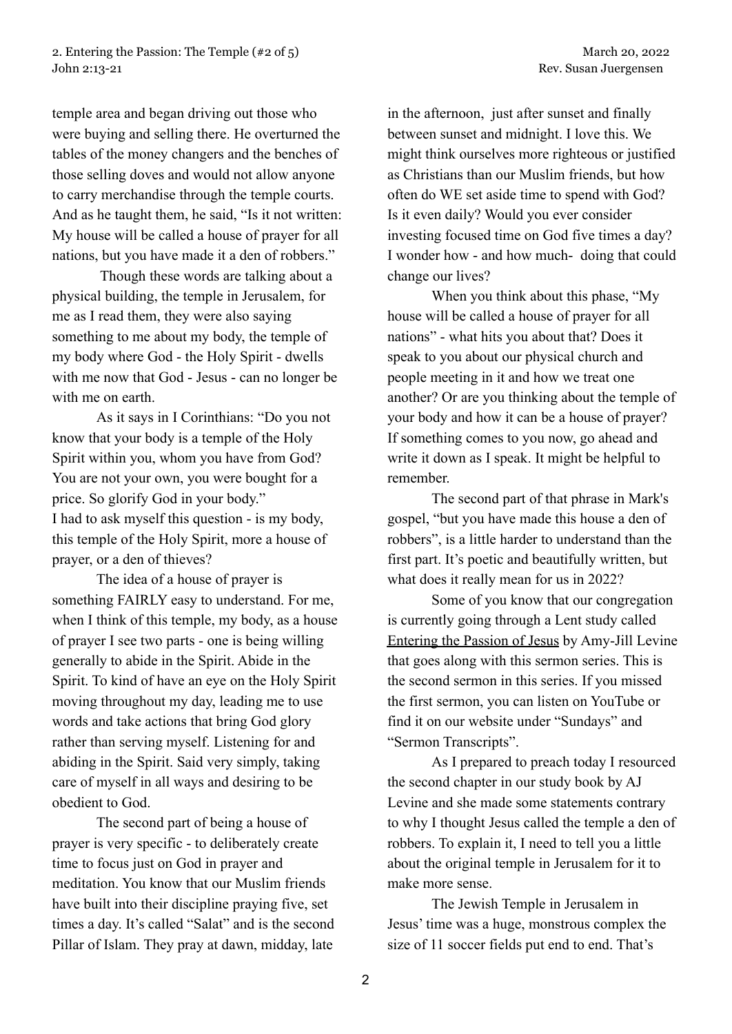temple area and began driving out those who were buying and selling there. He overturned the tables of the money changers and the benches of those selling doves and would not allow anyone to carry merchandise through the temple courts. And as he taught them, he said, "Is it not written: My house will be called a house of prayer for all nations, but you have made it a den of robbers."

Though these words are talking about a physical building, the temple in Jerusalem, for me as I read them, they were also saying something to me about my body, the temple of my body where God - the Holy Spirit - dwells with me now that God - Jesus - can no longer be with me on earth.

As it says in I Corinthians: "Do you not know that your body is a temple of the Holy Spirit within you, whom you have from God? You are not your own, you were bought for a price. So glorify God in your body."
I had to ask myself this question - is my body, this temple of the Holy Spirit, more a house of prayer, or a den of thieves?

The idea of a house of prayer is something FAIRLY easy to understand. For me, when I think of this temple, my body, as a house of prayer I see two parts - one is being willing generally to abide in the Spirit. Abide in the Spirit. To kind of have an eye on the Holy Spirit moving throughout my day, leading me to use words and take actions that bring God glory rather than serving myself. Listening for and abiding in the Spirit. Said very simply, taking care of myself in all ways and desiring to be obedient to God.

The second part of being a house of prayer is very specific - to deliberately create time to focus just on God in prayer and meditation. You know that our Muslim friends have built into their discipline praying five, set times a day. It's called "Salat" and is the second Pillar of Islam. They pray at dawn, midday, late in the afternoon, just after sunset and finally between sunset and midnight. I love this. We might think ourselves more righteous or justified as Christians than our Muslim friends, but how often do WE set aside time to spend with God? Is it even daily? Would you ever consider investing focused time on God five times a day? I wonder how - and how much- doing that could change our lives?

When you think about this phase, "My house will be called a house of prayer for all nations" - what hits you about that? Does it speak to you about our physical church and people meeting in it and how we treat one another? Or are you thinking about the temple of your body and how it can be a house of prayer? If something comes to you now, go ahead and write it down as I speak. It might be helpful to remember.

The second part of that phrase in Mark's gospel, "but you have made this house a den of robbers", is a little harder to understand than the first part. It's poetic and beautifully written, but what does it really mean for us in 2022?

Some of you know that our congregation is currently going through a Lent study called Entering the Passion of Jesus by Amy-Jill Levine that goes along with this sermon series. This is the second sermon in this series. If you missed the first sermon, you can listen on YouTube or find it on our website under "Sundays" and "Sermon Transcripts".

As I prepared to preach today I resourced the second chapter in our study book by AJ Levine and she made some statements contrary to why I thought Jesus called the temple a den of robbers. To explain it, I need to tell you a little about the original temple in Jerusalem for it to make more sense.

The Jewish Temple in Jerusalem in Jesus' time was a huge, monstrous complex the size of 11 soccer fields put end to end. That's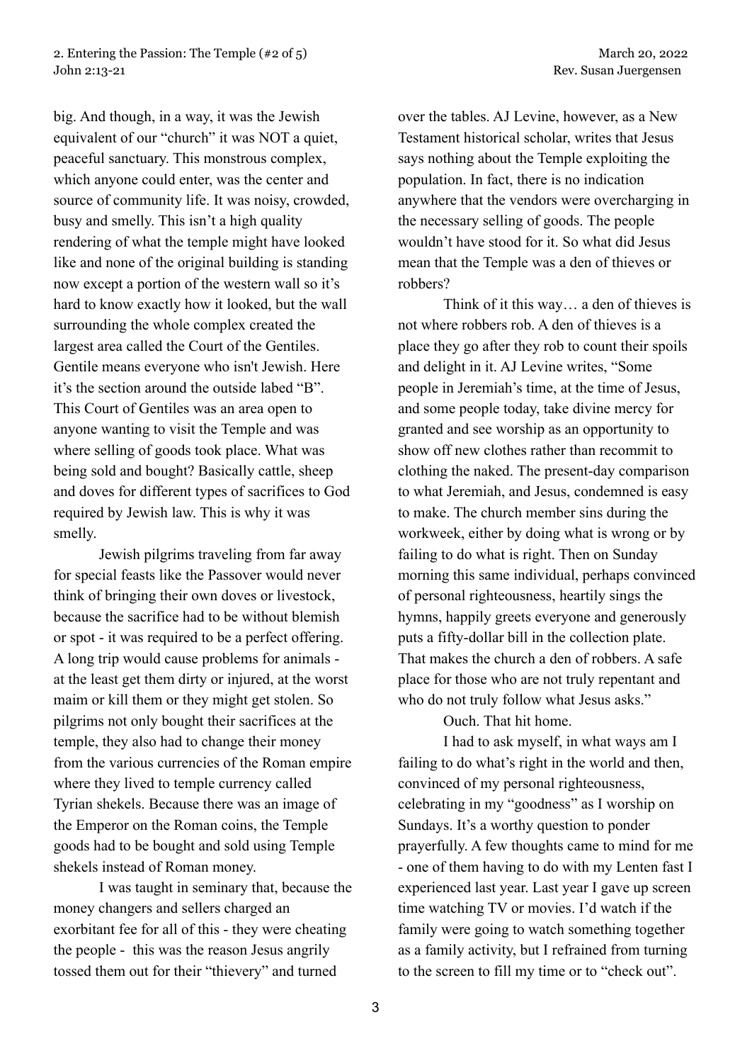big. And though, in a way, it was the Jewish equivalent of our "church" it was NOT a quiet, peaceful sanctuary. This monstrous complex, which anyone could enter, was the center and source of community life. It was noisy, crowded, busy and smelly. This isn't a high quality rendering of what the temple might have looked like and none of the original building is standing now except a portion of the western wall so it's hard to know exactly how it looked, but the wall surrounding the whole complex created the largest area called the Court of the Gentiles. Gentile means everyone who isn't Jewish. Here it's the section around the outside labed "B". This Court of Gentiles was an area open to anyone wanting to visit the Temple and was where selling of goods took place. What was being sold and bought? Basically cattle, sheep and doves for different types of sacrifices to God required by Jewish law. This is why it was smelly.

Jewish pilgrims traveling from far away for special feasts like the Passover would never think of bringing their own doves or livestock, because the sacrifice had to be without blemish or spot - it was required to be a perfect offering. A long trip would cause problems for animals - at the least get them dirty or injured, at the worst maim or kill them or they might get stolen. So pilgrims not only bought their sacrifices at the temple, they also had to change their money from the various currencies of the Roman empire where they lived to temple currency called Tyrian shekels. Because there was an image of the Emperor on the Roman coins, the Temple goods had to be bought and sold using Temple shekels instead of Roman money.

I was taught in seminary that, because the money changers and sellers charged an exorbitant fee for all of this - they were cheating the people - this was the reason Jesus angrily tossed them out for their "thievery" and turned over the tables. AJ Levine, however, as a New Testament historical scholar, writes that Jesus says nothing about the Temple exploiting the population. In fact, there is no indication anywhere that the vendors were overcharging in the necessary selling of goods. The people wouldn't have stood for it. So what did Jesus mean that the Temple was a den of thieves or robbers?

Think of it this way… a den of thieves is not where robbers rob. A den of thieves is a place they go after they rob to count their spoils and delight in it. AJ Levine writes, "Some people in Jeremiah's time, at the time of Jesus, and some people today, take divine mercy for granted and see worship as an opportunity to show off new clothes rather than recommit to clothing the naked. The present-day comparison to what Jeremiah, and Jesus, condemned is easy to make. The church member sins during the workweek, either by doing what is wrong or by failing to do what is right. Then on Sunday morning this same individual, perhaps convinced of personal righteousness, heartily sings the hymns, happily greets everyone and generously puts a fifty-dollar bill in the collection plate. That makes the church a den of robbers. A safe place for those who are not truly repentant and who do not truly follow what Jesus asks."

Ouch. That hit home.

I had to ask myself, in what ways am I failing to do what's right in the world and then, convinced of my personal righteousness, celebrating in my "goodness" as I worship on Sundays. It's a worthy question to ponder prayerfully. A few thoughts came to mind for me - one of them having to do with my Lenten fast I experienced last year. Last year I gave up screen time watching TV or movies. I'd watch if the family were going to watch something together as a family activity, but I refrained from turning to the screen to fill my time or to "check out".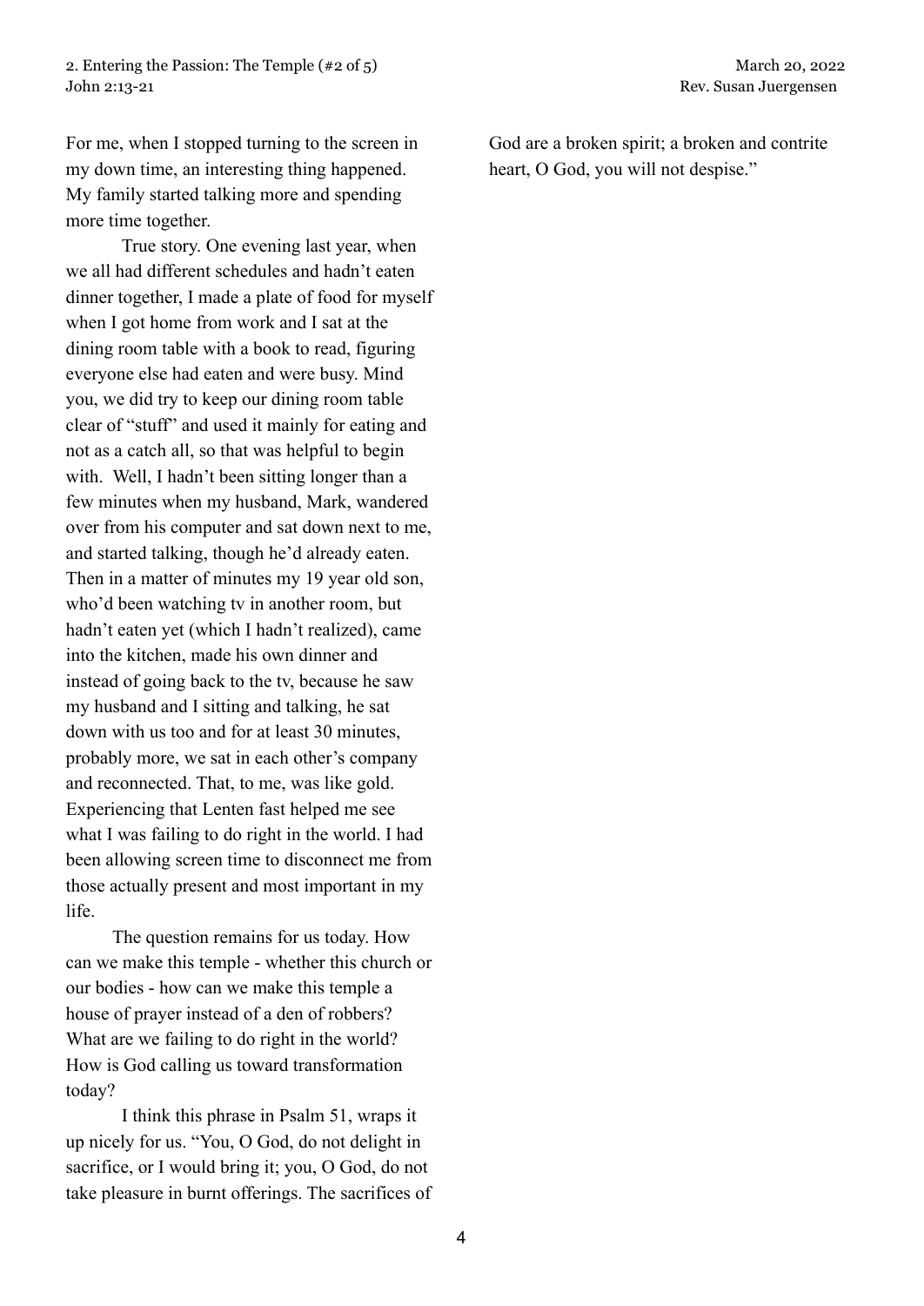For me, when I stopped turning to the screen in my down time, an interesting thing happened. My family started talking more and spending more time together.

True story. One evening last year, when we all had different schedules and hadn't eaten dinner together, I made a plate of food for myself when I got home from work and I sat at the dining room table with a book to read, figuring everyone else had eaten and were busy. Mind you, we did try to keep our dining room table clear of "stuff" and used it mainly for eating and not as a catch all, so that was helpful to begin with. Well, I hadn't been sitting longer than a few minutes when my husband, Mark, wandered over from his computer and sat down next to me, and started talking, though he'd already eaten. Then in a matter of minutes my 19 year old son, who'd been watching tv in another room, but hadn't eaten yet (which I hadn't realized), came into the kitchen, made his own dinner and instead of going back to the tv, because he saw my husband and I sitting and talking, he sat down with us too and for at least 30 minutes, probably more, we sat in each other's company and reconnected. That, to me, was like gold. Experiencing that Lenten fast helped me see what I was failing to do right in the world. I had been allowing screen time to disconnect me from those actually present and most important in my life.

The question remains for us today. How can we make this temple - whether this church or our bodies - how can we make this temple a house of prayer instead of a den of robbers? What are we failing to do right in the world? How is God calling us toward transformation today?

I think this phrase in Psalm 51, wraps it up nicely for us. "You, O God, do not delight in sacrifice, or I would bring it; you, O God, do not take pleasure in burnt offerings. The sacrifices of God are a broken spirit; a broken and contrite heart, O God, you will not despise."